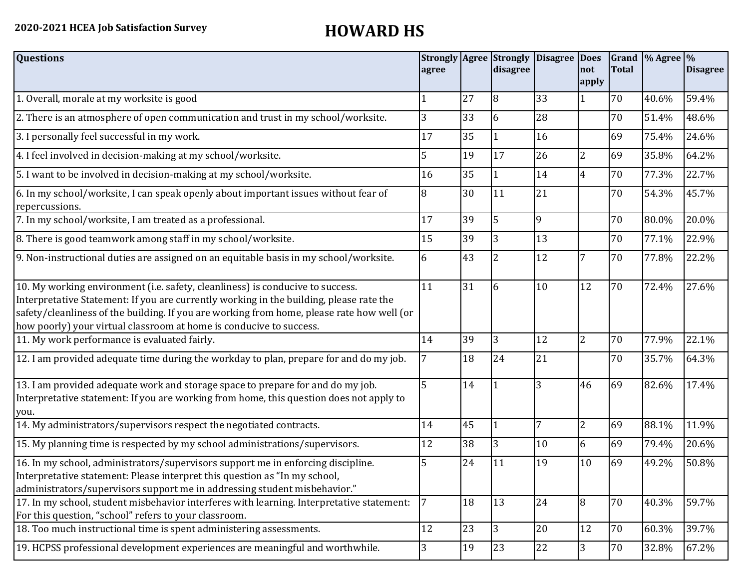**2020-2021 HCEA Job Satisfaction Survey**

# HOWARD HS

| Questions | Strongly agree | Agree | Strongly disagree | Disagree | Does not apply | Grand Total | % Agree | % Disagree |
|---|---|---|---|---|---|---|---|---|
| 1. Overall, morale at my worksite is good | 1 | 27 | 8 | 33 | 1 | 70 | 40.6% | 59.4% |
| 2. There is an atmosphere of open communication and trust in my school/worksite. | 3 | 33 | 6 | 28 | | 70 | 51.4% | 48.6% |
| 3. I personally feel successful in my work. | 17 | 35 | 1 | 16 | | 69 | 75.4% | 24.6% |
| 4. I feel involved in decision-making at my school/worksite. | 5 | 19 | 17 | 26 | 2 | 69 | 35.8% | 64.2% |
| 5. I want to be involved in decision-making at my school/worksite. | 16 | 35 | 1 | 14 | 4 | 70 | 77.3% | 22.7% |
| 6. In my school/worksite, I can speak openly about important issues without fear of repercussions. | 8 | 30 | 11 | 21 | | 70 | 54.3% | 45.7% |
| 7. In my school/worksite, I am treated as a professional. | 17 | 39 | 5 | 9 | | 70 | 80.0% | 20.0% |
| 8. There is good teamwork among staff in my school/worksite. | 15 | 39 | 3 | 13 | | 70 | 77.1% | 22.9% |
| 9. Non-instructional duties are assigned on an equitable basis in my school/worksite. | 6 | 43 | 2 | 12 | 7 | 70 | 77.8% | 22.2% |
| 10. My working environment (i.e. safety, cleanliness) is conducive to success. Interpretative Statement: If you are currently working in the building, please rate the safety/cleanliness of the building. If you are working from home, please rate how well (or how poorly) your virtual classroom at home is conducive to success. | 11 | 31 | 6 | 10 | 12 | 70 | 72.4% | 27.6% |
| 11. My work performance is evaluated fairly. | 14 | 39 | 3 | 12 | 2 | 70 | 77.9% | 22.1% |
| 12. I am provided adequate time during the workday to plan, prepare for and do my job. | 7 | 18 | 24 | 21 | | 70 | 35.7% | 64.3% |
| 13. I am provided adequate work and storage space to prepare for and do my job. Interpretative statement: If you are working from home, this question does not apply to you. | 5 | 14 | 1 | 3 | 46 | 69 | 82.6% | 17.4% |
| 14. My administrators/supervisors respect the negotiated contracts. | 14 | 45 | 1 | 7 | 2 | 69 | 88.1% | 11.9% |
| 15. My planning time is respected by my school administrations/supervisors. | 12 | 38 | 3 | 10 | 6 | 69 | 79.4% | 20.6% |
| 16. In my school, administrators/supervisors support me in enforcing discipline. Interpretative statement: Please interpret this question as "In my school, administrators/supervisors support me in addressing student misbehavior." | 5 | 24 | 11 | 19 | 10 | 69 | 49.2% | 50.8% |
| 17. In my school, student misbehavior interferes with learning. Interpretative statement: For this question, "school" refers to your classroom. | 7 | 18 | 13 | 24 | 8 | 70 | 40.3% | 59.7% |
| 18. Too much instructional time is spent administering assessments. | 12 | 23 | 3 | 20 | 12 | 70 | 60.3% | 39.7% |
| 19. HCPSS professional development experiences are meaningful and worthwhile. | 3 | 19 | 23 | 22 | 3 | 70 | 32.8% | 67.2% |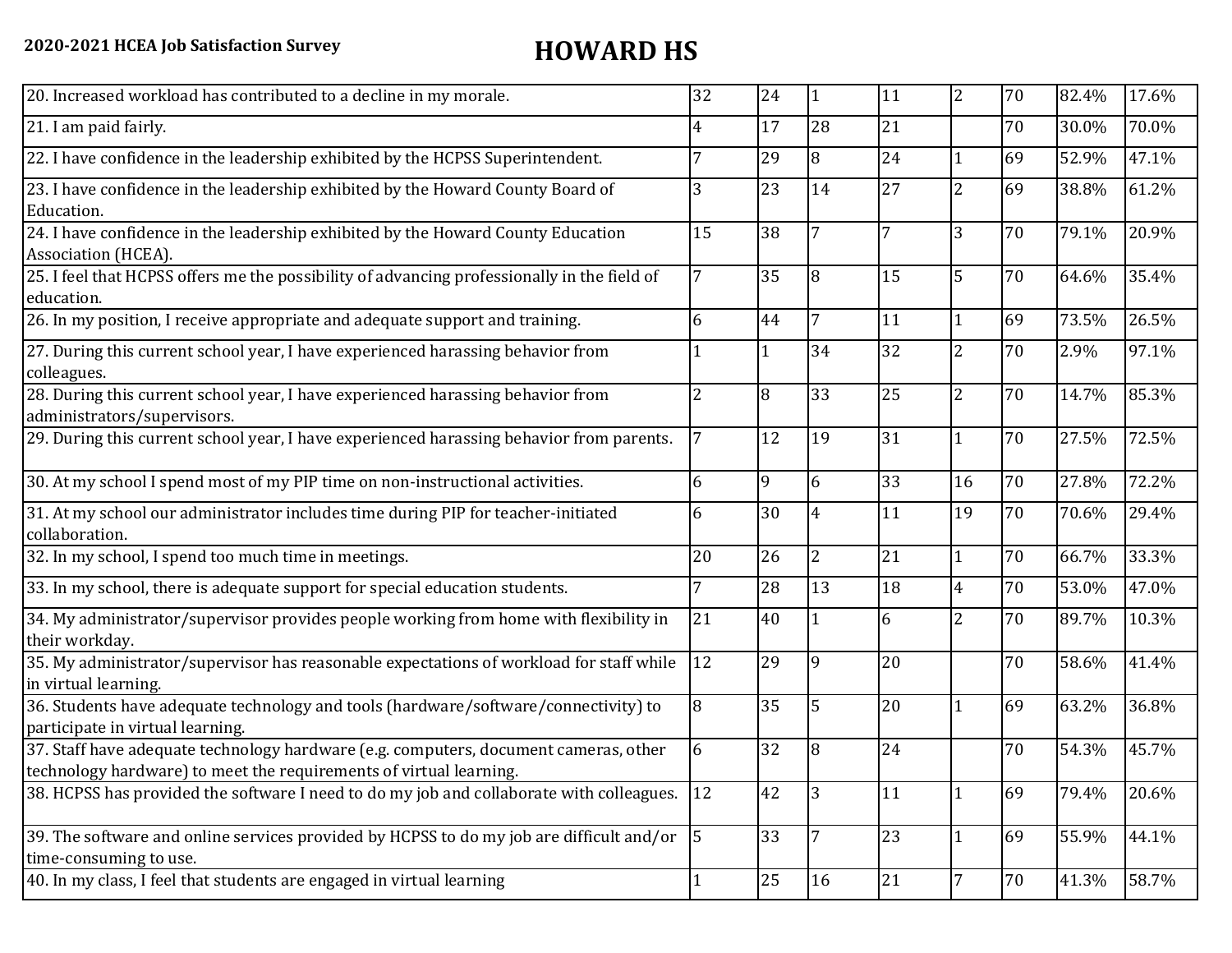| | | | | | | | | |
|---|---|---|---|---|---|---|---|---|
| 20. Increased workload has contributed to a decline in my morale. | 32 | 24 | 1 | 11 | 2 | 70 | 82.4% | 17.6% |
| 21. I am paid fairly. | 4 | 17 | 28 | 21 | | 70 | 30.0% | 70.0% |
| 22. I have confidence in the leadership exhibited by the HCPSS Superintendent. | 7 | 29 | 8 | 24 | 1 | 69 | 52.9% | 47.1% |
| 23. I have confidence in the leadership exhibited by the Howard County Board of Education. | 3 | 23 | 14 | 27 | 2 | 69 | 38.8% | 61.2% |
| 24. I have confidence in the leadership exhibited by the Howard County Education Association (HCEA). | 15 | 38 | 7 | 7 | 3 | 70 | 79.1% | 20.9% |
| 25. I feel that HCPSS offers me the possibility of advancing professionally in the field of education. | 7 | 35 | 8 | 15 | 5 | 70 | 64.6% | 35.4% |
| 26. In my position, I receive appropriate and adequate support and training. | 6 | 44 | 7 | 11 | 1 | 69 | 73.5% | 26.5% |
| 27. During this current school year, I have experienced harassing behavior from colleagues. | 1 | 1 | 34 | 32 | 2 | 70 | 2.9% | 97.1% |
| 28. During this current school year, I have experienced harassing behavior from administrators/supervisors. | 2 | 8 | 33 | 25 | 2 | 70 | 14.7% | 85.3% |
| 29. During this current school year, I have experienced harassing behavior from parents. | 7 | 12 | 19 | 31 | 1 | 70 | 27.5% | 72.5% |
| 30. At my school I spend most of my PIP time on non-instructional activities. | 6 | 9 | 6 | 33 | 16 | 70 | 27.8% | 72.2% |
| 31. At my school our administrator includes time during PIP for teacher-initiated collaboration. | 6 | 30 | 4 | 11 | 19 | 70 | 70.6% | 29.4% |
| 32. In my school, I spend too much time in meetings. | 20 | 26 | 2 | 21 | 1 | 70 | 66.7% | 33.3% |
| 33. In my school, there is adequate support for special education students. | 7 | 28 | 13 | 18 | 4 | 70 | 53.0% | 47.0% |
| 34. My administrator/supervisor provides people working from home with flexibility in their workday. | 21 | 40 | 1 | 6 | 2 | 70 | 89.7% | 10.3% |
| 35. My administrator/supervisor has reasonable expectations of workload for staff while in virtual learning. | 12 | 29 | 9 | 20 | | 70 | 58.6% | 41.4% |
| 36. Students have adequate technology and tools (hardware/software/connectivity) to participate in virtual learning. | 8 | 35 | 5 | 20 | 1 | 69 | 63.2% | 36.8% |
| 37. Staff have adequate technology hardware (e.g. computers, document cameras, other technology hardware) to meet the requirements of virtual learning. | 6 | 32 | 8 | 24 | | 70 | 54.3% | 45.7% |
| 38. HCPSS has provided the software I need to do my job and collaborate with colleagues. | 12 | 42 | 3 | 11 | 1 | 69 | 79.4% | 20.6% |
| 39. The software and online services provided by HCPSS to do my job are difficult and/or time-consuming to use. | 5 | 33 | 7 | 23 | 1 | 69 | 55.9% | 44.1% |
| 40. In my class, I feel that students are engaged in virtual learning | 1 | 25 | 16 | 21 | 7 | 70 | 41.3% | 58.7% |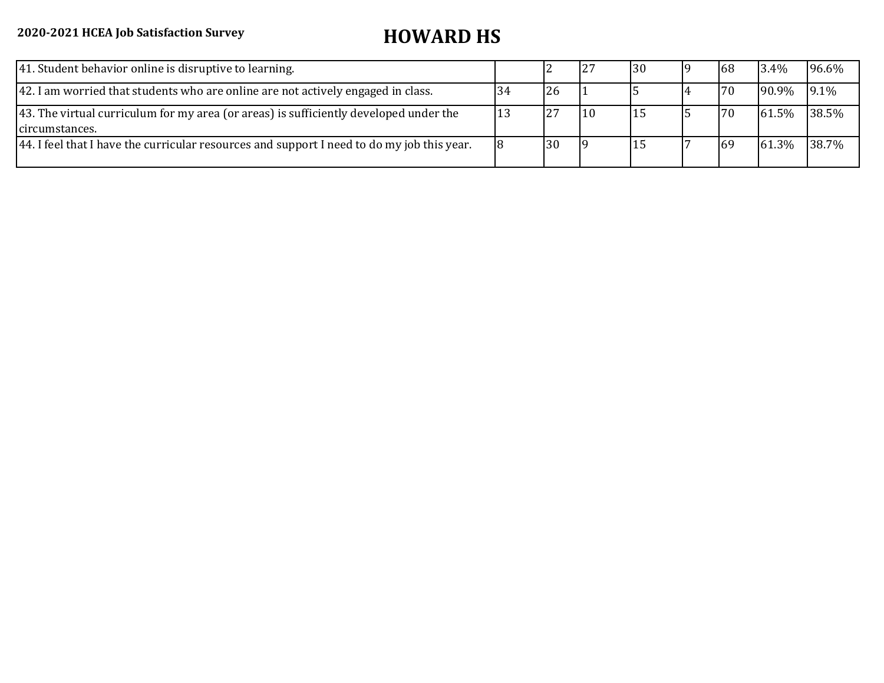2020-2021 HCEA Job Satisfaction Survey

# HOWARD HS

| | | | | | | | | |
|---|---|---|---|---|---|---|---|---|
| 41. Student behavior online is disruptive to learning. | | 2 | 27 | 30 | 9 | 68 | 3.4% | 96.6% |
| 42. I am worried that students who are online are not actively engaged in class. | 34 | 26 | 1 | 5 | 4 | 70 | 90.9% | 9.1% |
| 43. The virtual curriculum for my area (or areas) is sufficiently developed under the circumstances. | 13 | 27 | 10 | 15 | 5 | 70 | 61.5% | 38.5% |
| 44. I feel that I have the curricular resources and support I need to do my job this year. | 8 | 30 | 9 | 15 | 7 | 69 | 61.3% | 38.7% |